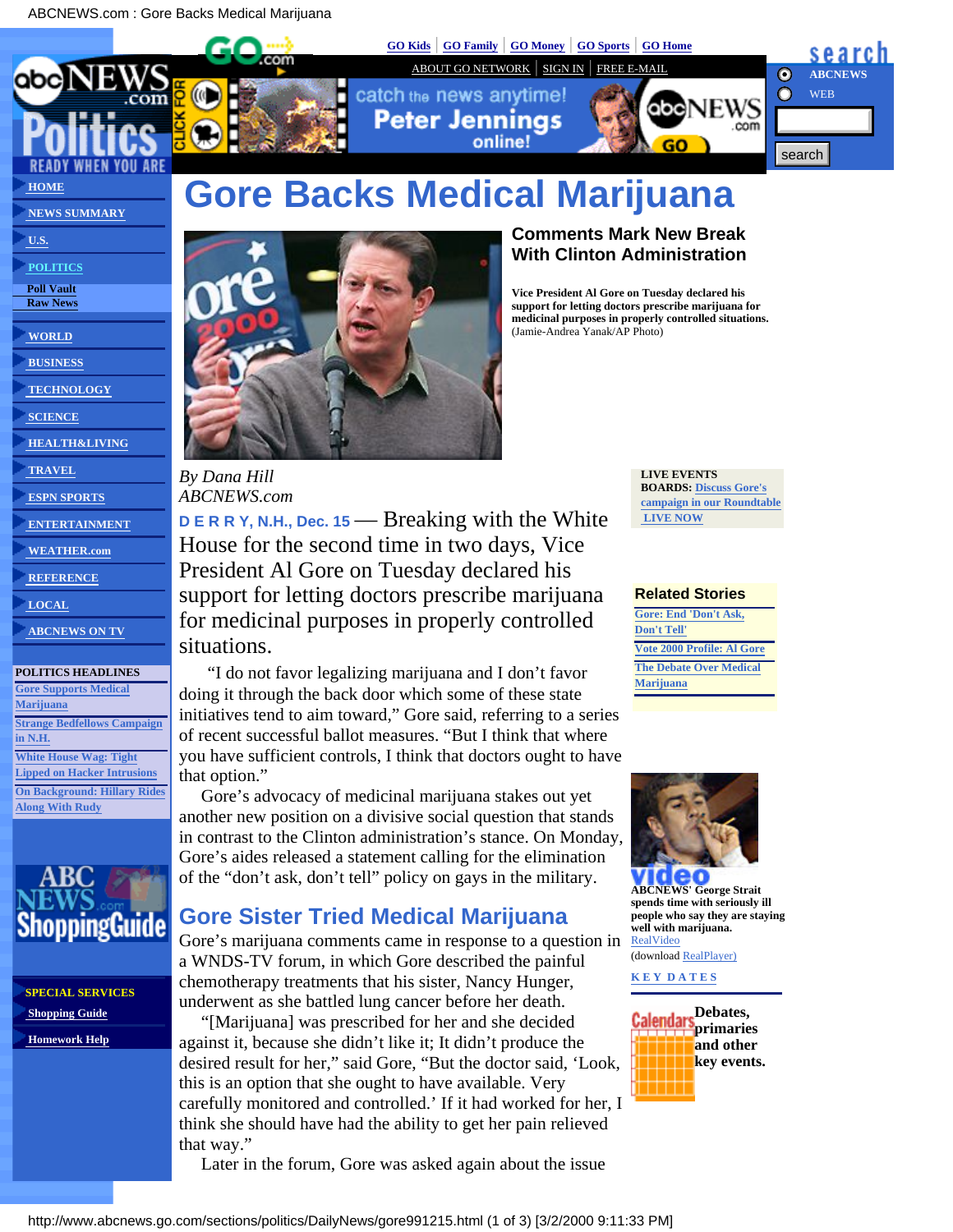# Gore Backs Medical Marijuana

## Comments Mark New Break With Clinton Administration

**Vice President Al Gore on Tuesday declared his support for letting doctors prescribe marijuana for medicinal purposes in properly controlled situations.** (Jamie-Andrea Yanak/AP Photo)

*By Dana Hill*
*ABCNEWS.com*

**D E R R Y, N.H., Dec. 15** — Breaking with the White House for the second time in two days, Vice President Al Gore on Tuesday declared his support for letting doctors prescribe marijuana for medicinal purposes in properly controlled situations.

"I do not favor legalizing marijuana and I don't favor doing it through the back door which some of these state initiatives tend to aim toward," Gore said, referring to a series of recent successful ballot measures. "But I think that where you have sufficient controls, I think that doctors ought to have that option."

Gore's advocacy of medicinal marijuana stakes out yet another new position on a divisive social question that stands in contrast to the Clinton administration's stance. On Monday, Gore's aides released a statement calling for the elimination of the "don't ask, don't tell" policy on gays in the military.

## Gore Sister Tried Medical Marijuana

Gore's marijuana comments came in response to a question in a WNDS-TV forum, in which Gore described the painful chemotherapy treatments that his sister, Nancy Hunger, underwent as she battled lung cancer before her death.

"[Marijuana] was prescribed for her and she decided against it, because she didn't like it; It didn't produce the desired result for her," said Gore, "But the doctor said, 'Look, this is an option that she ought to have available. Very carefully monitored and controlled.' If it had worked for her, I think she should have had the ability to get her pain relieved that way."

Later in the forum, Gore was asked again about the issue

---

**LIVE EVENTS**
**BOARDS:** Discuss Gore's campaign in our Roundtable
LIVE NOW

**Related Stories**
- Gore: End 'Don't Ask, Don't Tell'
- Vote 2000 Profile: Al Gore
- The Debate Over Medical Marijuana

**ABCNEWS' George Strait spends time with seriously ill people who say they are staying well with marijuana.**
RealVideo
(download RealPlayer)

**KEY DATES**
**Debates, primaries and other key events.**

**POLITICS HEADLINES**
- Gore Supports Medical Marijuana
- Strange Bedfellows Campaign in N.H.
- White House Wag: Tight Lipped on Hacker Intrusions
- On Background: Hillary Rides Along With Rudy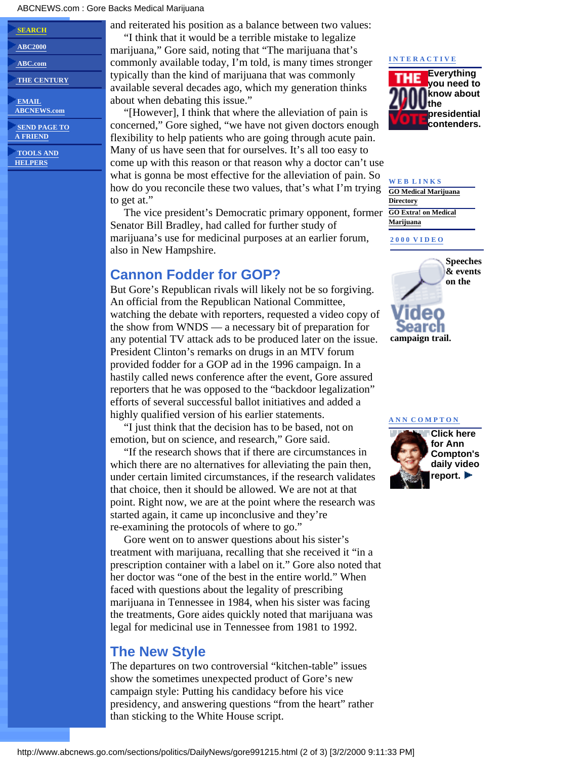and reiterated his position as a balance between two values:

"I think that it would be a terrible mistake to legalize marijuana," Gore said, noting that "The marijuana that's commonly available today, I'm told, is many times stronger typically than the kind of marijuana that was commonly available several decades ago, which my generation thinks about when debating this issue."

"[However], I think that where the alleviation of pain is concerned," Gore sighed, "we have not given doctors enough flexibility to help patients who are going through acute pain. Many of us have seen that for ourselves. It's all too easy to come up with this reason or that reason why a doctor can't use what is gonna be most effective for the alleviation of pain. So how do you reconcile these two values, that's what I'm trying to get at."

The vice president's Democratic primary opponent, former Senator Bill Bradley, had called for further study of marijuana's use for medicinal purposes at an earlier forum, also in New Hampshire.

## Cannon Fodder for GOP?

But Gore's Republican rivals will likely not be so forgiving. An official from the Republican National Committee, watching the debate with reporters, requested a video copy of the show from WNDS — a necessary bit of preparation for any potential TV attack ads to be produced later on the issue. President Clinton's remarks on drugs in an MTV forum provided fodder for a GOP ad in the 1996 campaign. In a hastily called news conference after the event, Gore assured reporters that he was opposed to the "backdoor legalization" efforts of several successful ballot initiatives and added a highly qualified version of his earlier statements.

"I just think that the decision has to be based, not on emotion, but on science, and research," Gore said.

"If the research shows that if there are circumstances in which there are no alternatives for alleviating the pain then, under certain limited circumstances, if the research validates that choice, then it should be allowed. We are not at that point. Right now, we are at the point where the research was started again, it came up inconclusive and they're re-examining the protocols of where to go."

Gore went on to answer questions about his sister's treatment with marijuana, recalling that she received it "in a prescription container with a label on it." Gore also noted that her doctor was "one of the best in the entire world." When faced with questions about the legality of prescribing marijuana in Tennessee in 1984, when his sister was facing the treatments, Gore aides quickly noted that marijuana was legal for medicinal use in Tennessee from 1981 to 1992.

## The New Style

The departures on two controversial "kitchen-table" issues show the sometimes unexpected product of Gore's new campaign style: Putting his candidacy before his vice presidency, and answering questions "from the heart" rather than sticking to the White House script.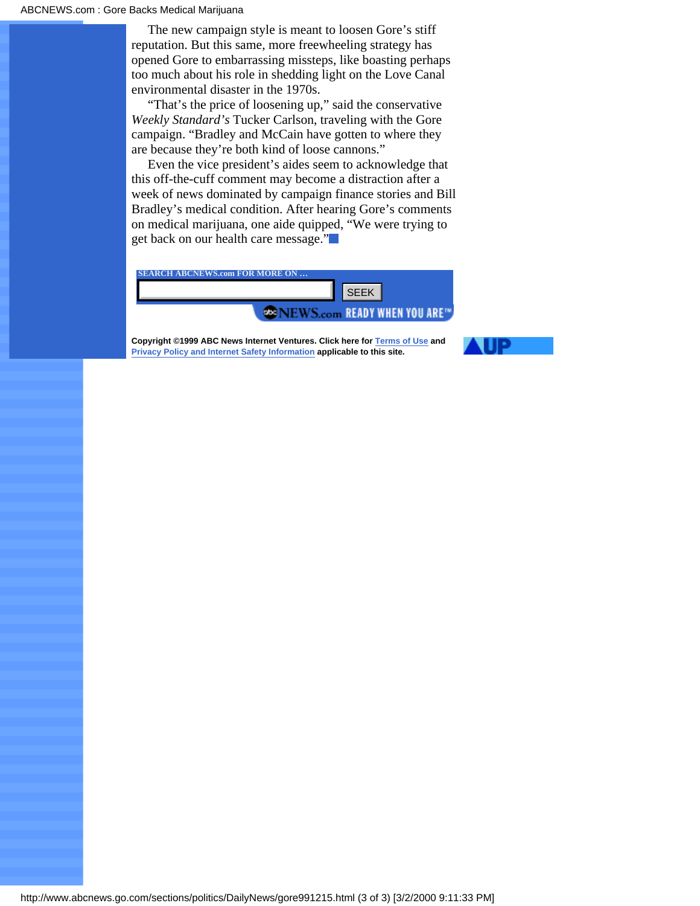The new campaign style is meant to loosen Gore's stiff reputation. But this same, more freewheeling strategy has opened Gore to embarrassing missteps, like boasting perhaps too much about his role in shedding light on the Love Canal environmental disaster in the 1970s.

"That's the price of loosening up," said the conservative *Weekly Standard's* Tucker Carlson, traveling with the Gore campaign. "Bradley and McCain have gotten to where they are because they're both kind of loose cannons."

Even the vice president's aides seem to acknowledge that this off-the-cuff comment may become a distraction after a week of news dominated by campaign finance stories and Bill Bradley's medical condition. After hearing Gore's comments on medical marijuana, one aide quipped, "We were trying to get back on our health care message."

SEARCH ABCNEWS.com FOR MORE ON …

SEEK

**Copyright ©1999 ABC News Internet Ventures. Click here for Terms of Use and Privacy Policy and Internet Safety Information applicable to this site.**